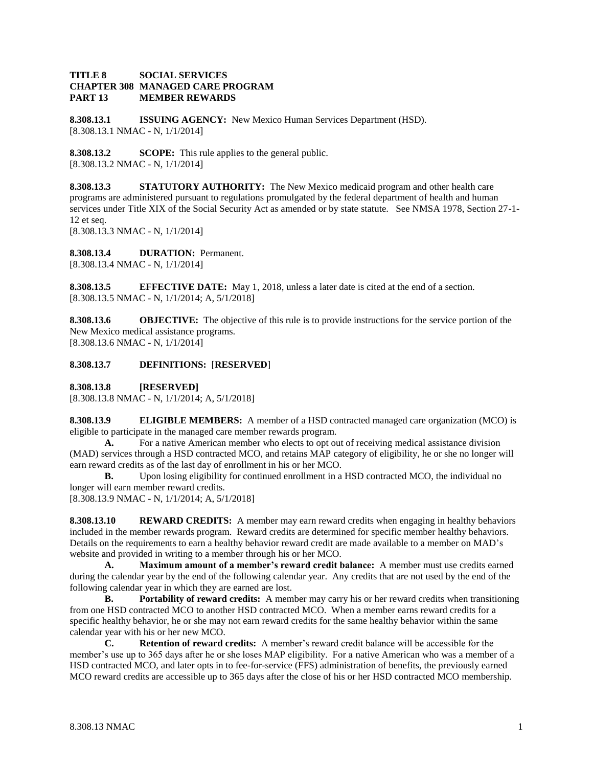**TITLE 8 SOCIAL SERVICES**
**CHAPTER 308 MANAGED CARE PROGRAM**
**PART 13 MEMBER REWARDS**

**8.308.13.1 ISSUING AGENCY:** New Mexico Human Services Department (HSD).
[8.308.13.1 NMAC - N, 1/1/2014]

**8.308.13.2 SCOPE:** This rule applies to the general public.
[8.308.13.2 NMAC - N, 1/1/2014]

**8.308.13.3 STATUTORY AUTHORITY:** The New Mexico medicaid program and other health care programs are administered pursuant to regulations promulgated by the federal department of health and human services under Title XIX of the Social Security Act as amended or by state statute. See NMSA 1978, Section 27-1-12 et seq.
[8.308.13.3 NMAC - N, 1/1/2014]

**8.308.13.4 DURATION:** Permanent.
[8.308.13.4 NMAC - N, 1/1/2014]

**8.308.13.5 EFFECTIVE DATE:** May 1, 2018, unless a later date is cited at the end of a section.
[8.308.13.5 NMAC - N, 1/1/2014; A, 5/1/2018]

**8.308.13.6 OBJECTIVE:** The objective of this rule is to provide instructions for the service portion of the New Mexico medical assistance programs.
[8.308.13.6 NMAC - N, 1/1/2014]

**8.308.13.7 DEFINITIONS:** [**RESERVED**]

**8.308.13.8 [RESERVED]**
[8.308.13.8 NMAC - N, 1/1/2014; A, 5/1/2018]

**8.308.13.9 ELIGIBLE MEMBERS:** A member of a HSD contracted managed care organization (MCO) is eligible to participate in the managed care member rewards program.

**A.** For a native American member who elects to opt out of receiving medical assistance division (MAD) services through a HSD contracted MCO, and retains MAP category of eligibility, he or she no longer will earn reward credits as of the last day of enrollment in his or her MCO.

**B.** Upon losing eligibility for continued enrollment in a HSD contracted MCO, the individual no longer will earn member reward credits.
[8.308.13.9 NMAC - N, 1/1/2014; A, 5/1/2018]

**8.308.13.10 REWARD CREDITS:** A member may earn reward credits when engaging in healthy behaviors included in the member rewards program. Reward credits are determined for specific member healthy behaviors. Details on the requirements to earn a healthy behavior reward credit are made available to a member on MAD's website and provided in writing to a member through his or her MCO.

**A. Maximum amount of a member's reward credit balance:** A member must use credits earned during the calendar year by the end of the following calendar year. Any credits that are not used by the end of the following calendar year in which they are earned are lost.

**B. Portability of reward credits:** A member may carry his or her reward credits when transitioning from one HSD contracted MCO to another HSD contracted MCO. When a member earns reward credits for a specific healthy behavior, he or she may not earn reward credits for the same healthy behavior within the same calendar year with his or her new MCO.

**C. Retention of reward credits:** A member's reward credit balance will be accessible for the member's use up to 365 days after he or she loses MAP eligibility. For a native American who was a member of a HSD contracted MCO, and later opts in to fee-for-service (FFS) administration of benefits, the previously earned MCO reward credits are accessible up to 365 days after the close of his or her HSD contracted MCO membership.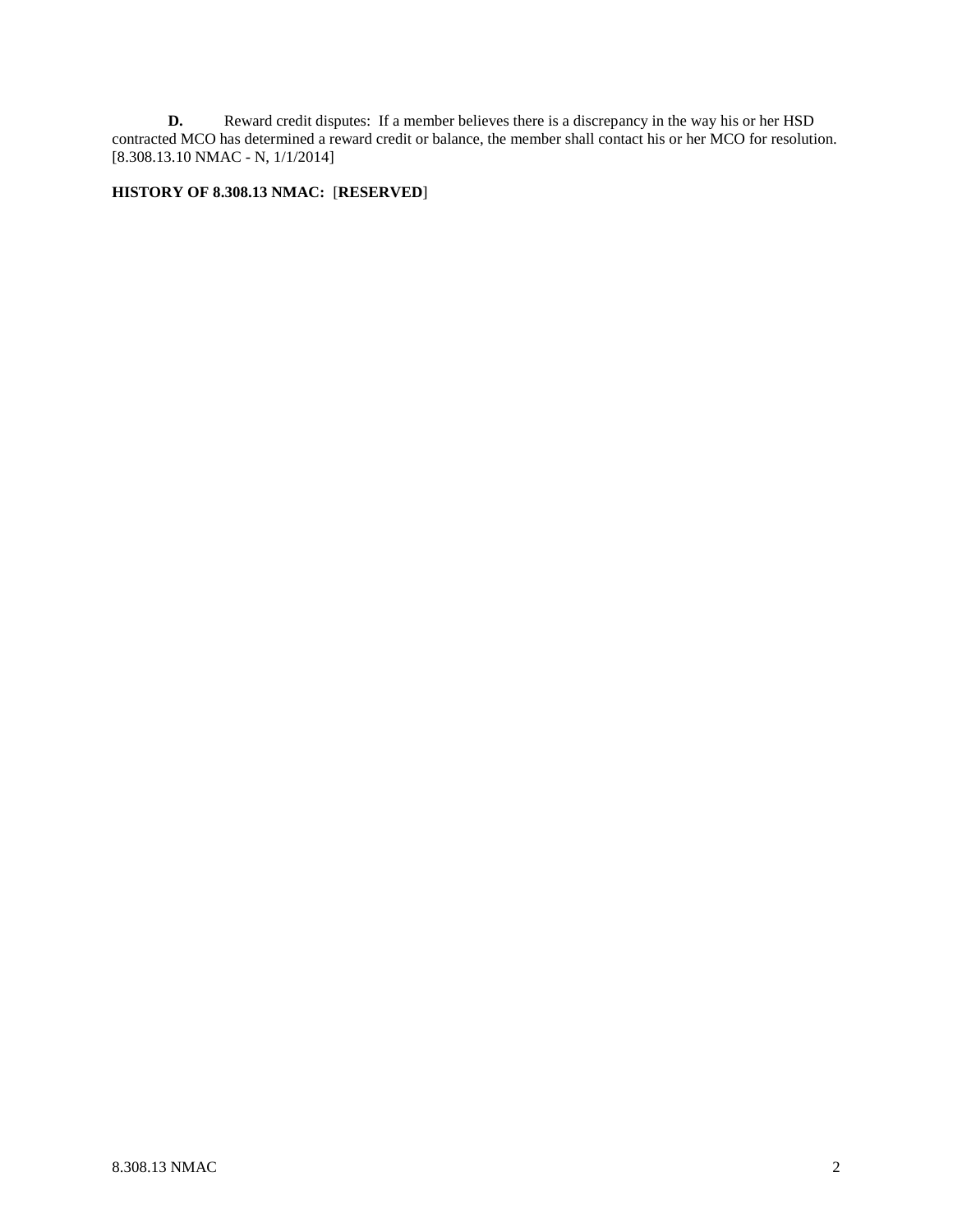**D.** Reward credit disputes: If a member believes there is a discrepancy in the way his or her HSD contracted MCO has determined a reward credit or balance, the member shall contact his or her MCO for resolution.
[8.308.13.10 NMAC - N, 1/1/2014]

**HISTORY OF 8.308.13 NMAC:** [**RESERVED**]